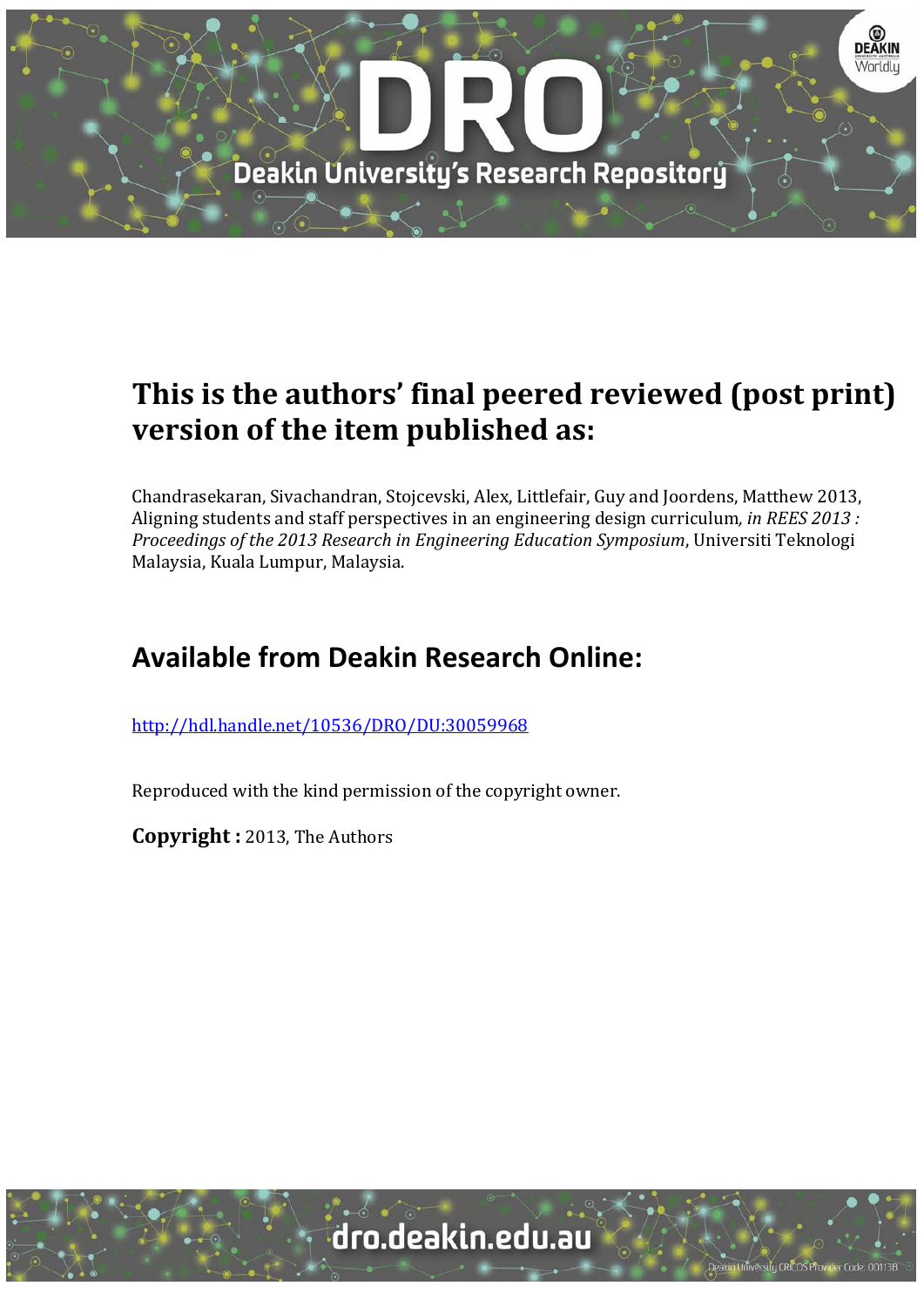# This is the authors' final peered reviewed (post print) version of the item published as:

Chandrasekaran, Sivachandran, Stojcevski, Alex, Littlefair, Guy and Joordens, Matthew 2013, Aligning students and staff perspectives in an engineering design curriculum*, in REES 2013 : Proceedings of the 2013 Research in Engineering Education Symposium*, Universiti Teknologi Malaysia, Kuala Lumpur, Malaysia.

## Available from Deakin Research Online:

http://hdl.handle.net/10536/DRO/DU:30059968

Reproduced with the kind permission of the copyright owner.

**Copyright :** 2013, The Authors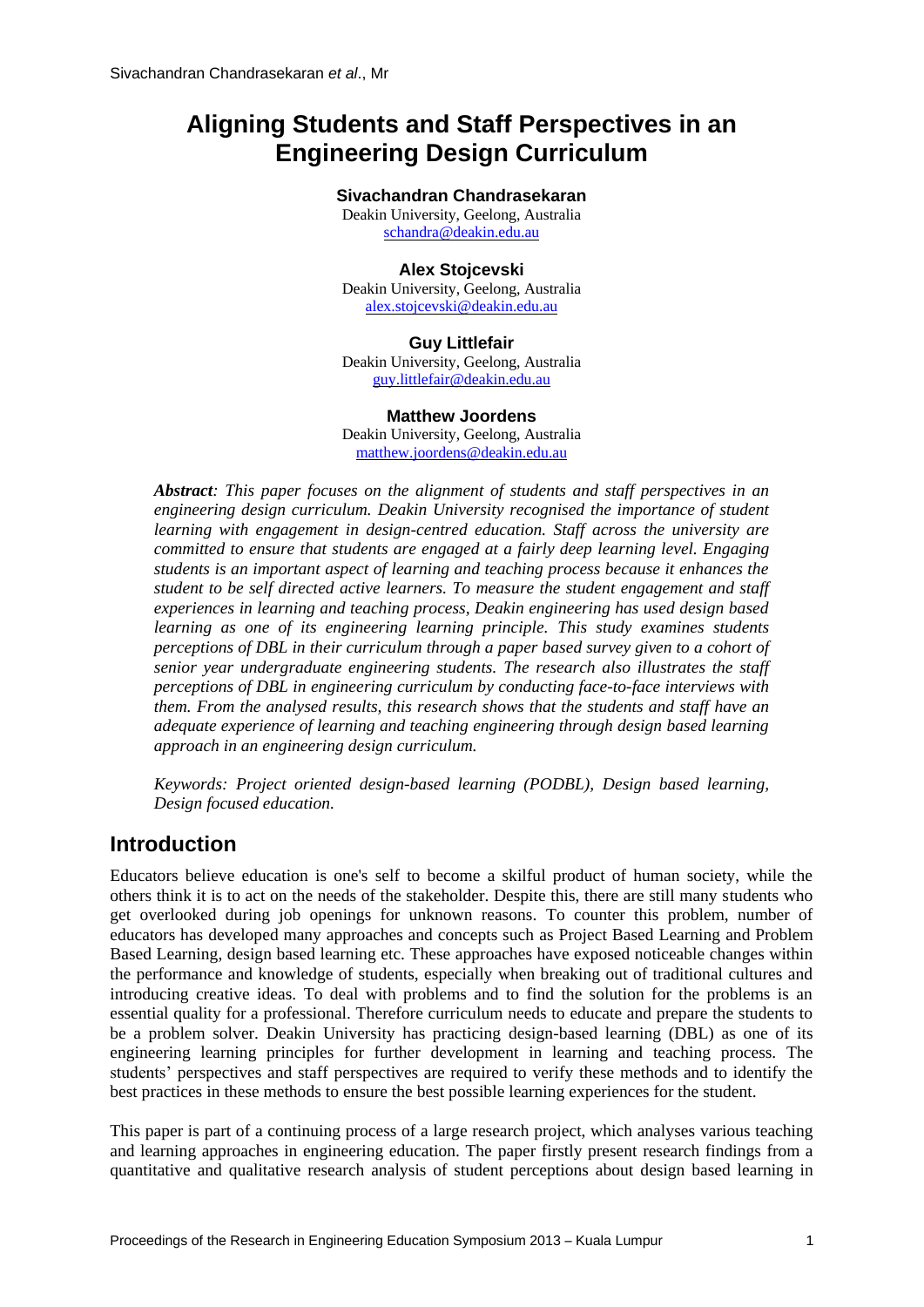# Aligning Students and Staff Perspectives in an Engineering Design Curriculum

**Sivachandran Chandrasekaran**
Deakin University, Geelong, Australia
schandra@deakin.edu.au

**Alex Stojcevski**
Deakin University, Geelong, Australia
alex.stojcevski@deakin.edu.au

**Guy Littlefair**
Deakin University, Geelong, Australia
guy.littlefair@deakin.edu.au

**Matthew Joordens**
Deakin University, Geelong, Australia
matthew.joordens@deakin.edu.au

***Abstract****: This paper focuses on the alignment of students and staff perspectives in an engineering design curriculum. Deakin University recognised the importance of student learning with engagement in design-centred education. Staff across the university are committed to ensure that students are engaged at a fairly deep learning level. Engaging students is an important aspect of learning and teaching process because it enhances the student to be self directed active learners. To measure the student engagement and staff experiences in learning and teaching process, Deakin engineering has used design based learning as one of its engineering learning principle. This study examines students perceptions of DBL in their curriculum through a paper based survey given to a cohort of senior year undergraduate engineering students. The research also illustrates the staff perceptions of DBL in engineering curriculum by conducting face-to-face interviews with them. From the analysed results, this research shows that the students and staff have an adequate experience of learning and teaching engineering through design based learning approach in an engineering design curriculum.*

*Keywords: Project oriented design-based learning (PODBL), Design based learning, Design focused education.*

## Introduction

Educators believe education is one's self to become a skilful product of human society, while the others think it is to act on the needs of the stakeholder. Despite this, there are still many students who get overlooked during job openings for unknown reasons. To counter this problem, number of educators has developed many approaches and concepts such as Project Based Learning and Problem Based Learning, design based learning etc. These approaches have exposed noticeable changes within the performance and knowledge of students, especially when breaking out of traditional cultures and introducing creative ideas. To deal with problems and to find the solution for the problems is an essential quality for a professional. Therefore curriculum needs to educate and prepare the students to be a problem solver. Deakin University has practicing design-based learning (DBL) as one of its engineering learning principles for further development in learning and teaching process. The students' perspectives and staff perspectives are required to verify these methods and to identify the best practices in these methods to ensure the best possible learning experiences for the student.

This paper is part of a continuing process of a large research project, which analyses various teaching and learning approaches in engineering education. The paper firstly present research findings from a quantitative and qualitative research analysis of student perceptions about design based learning in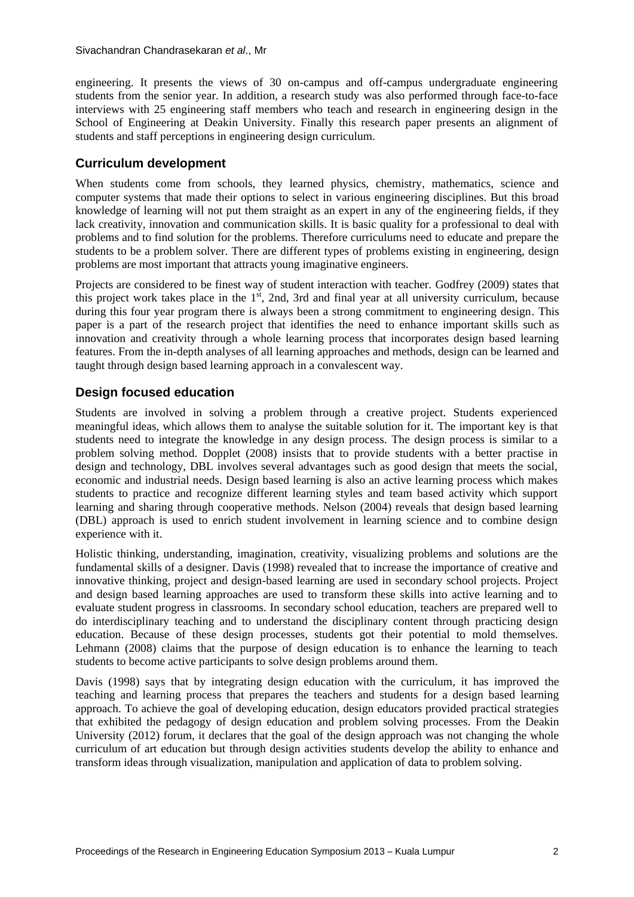engineering. It presents the views of 30 on-campus and off-campus undergraduate engineering students from the senior year. In addition, a research study was also performed through face-to-face interviews with 25 engineering staff members who teach and research in engineering design in the School of Engineering at Deakin University. Finally this research paper presents an alignment of students and staff perceptions in engineering design curriculum.

## Curriculum development

When students come from schools, they learned physics, chemistry, mathematics, science and computer systems that made their options to select in various engineering disciplines. But this broad knowledge of learning will not put them straight as an expert in any of the engineering fields, if they lack creativity, innovation and communication skills. It is basic quality for a professional to deal with problems and to find solution for the problems. Therefore curriculums need to educate and prepare the students to be a problem solver. There are different types of problems existing in engineering, design problems are most important that attracts young imaginative engineers.

Projects are considered to be finest way of student interaction with teacher. Godfrey (2009) states that this project work takes place in the 1st, 2nd, 3rd and final year at all university curriculum, because during this four year program there is always been a strong commitment to engineering design. This paper is a part of the research project that identifies the need to enhance important skills such as innovation and creativity through a whole learning process that incorporates design based learning features. From the in-depth analyses of all learning approaches and methods, design can be learned and taught through design based learning approach in a convalescent way.

## Design focused education

Students are involved in solving a problem through a creative project. Students experienced meaningful ideas, which allows them to analyse the suitable solution for it. The important key is that students need to integrate the knowledge in any design process. The design process is similar to a problem solving method. Dopplet (2008) insists that to provide students with a better practise in design and technology, DBL involves several advantages such as good design that meets the social, economic and industrial needs. Design based learning is also an active learning process which makes students to practice and recognize different learning styles and team based activity which support learning and sharing through cooperative methods. Nelson (2004) reveals that design based learning (DBL) approach is used to enrich student involvement in learning science and to combine design experience with it.

Holistic thinking, understanding, imagination, creativity, visualizing problems and solutions are the fundamental skills of a designer. Davis (1998) revealed that to increase the importance of creative and innovative thinking, project and design-based learning are used in secondary school projects. Project and design based learning approaches are used to transform these skills into active learning and to evaluate student progress in classrooms. In secondary school education, teachers are prepared well to do interdisciplinary teaching and to understand the disciplinary content through practicing design education. Because of these design processes, students got their potential to mold themselves. Lehmann (2008) claims that the purpose of design education is to enhance the learning to teach students to become active participants to solve design problems around them.

Davis (1998) says that by integrating design education with the curriculum, it has improved the teaching and learning process that prepares the teachers and students for a design based learning approach. To achieve the goal of developing education, design educators provided practical strategies that exhibited the pedagogy of design education and problem solving processes. From the Deakin University (2012) forum, it declares that the goal of the design approach was not changing the whole curriculum of art education but through design activities students develop the ability to enhance and transform ideas through visualization, manipulation and application of data to problem solving.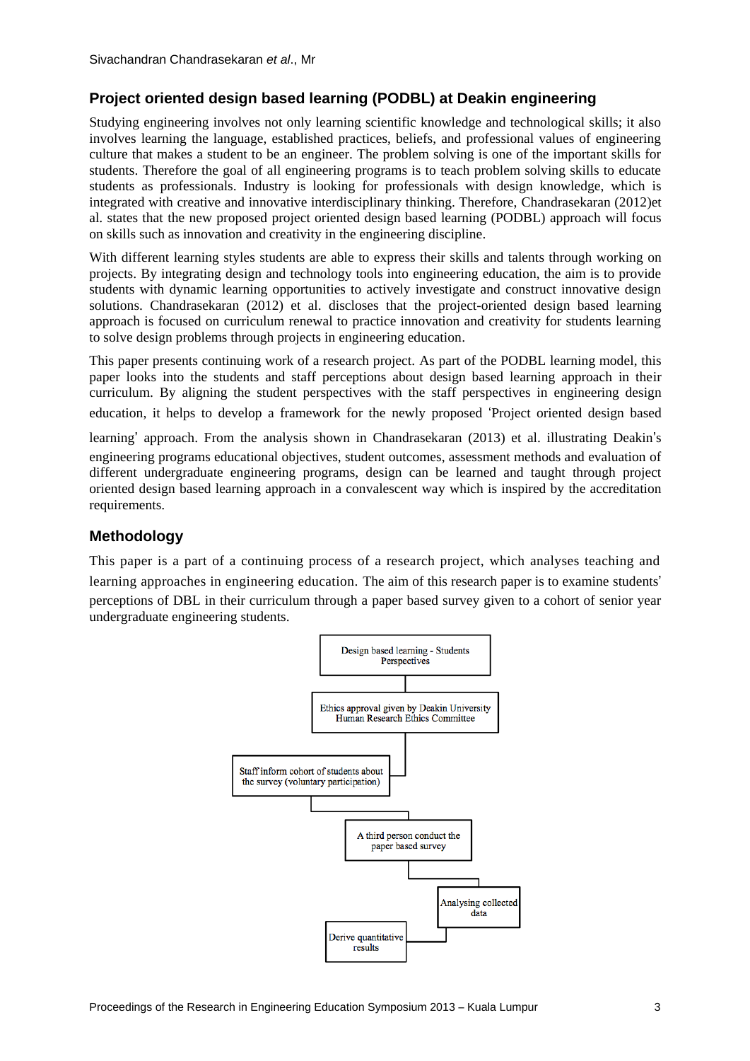## Project oriented design based learning (PODBL) at Deakin engineering

Studying engineering involves not only learning scientific knowledge and technological skills; it also involves learning the language, established practices, beliefs, and professional values of engineering culture that makes a student to be an engineer. The problem solving is one of the important skills for students. Therefore the goal of all engineering programs is to teach problem solving skills to educate students as professionals. Industry is looking for professionals with design knowledge, which is integrated with creative and innovative interdisciplinary thinking. Therefore, Chandrasekaran (2012)et al. states that the new proposed project oriented design based learning (PODBL) approach will focus on skills such as innovation and creativity in the engineering discipline.

With different learning styles students are able to express their skills and talents through working on projects. By integrating design and technology tools into engineering education, the aim is to provide students with dynamic learning opportunities to actively investigate and construct innovative design solutions. Chandrasekaran (2012) et al. discloses that the project-oriented design based learning approach is focused on curriculum renewal to practice innovation and creativity for students learning to solve design problems through projects in engineering education.

This paper presents continuing work of a research project. As part of the PODBL learning model, this paper looks into the students and staff perceptions about design based learning approach in their curriculum. By aligning the student perspectives with the staff perspectives in engineering design education, it helps to develop a framework for the newly proposed 'Project oriented design based learning' approach. From the analysis shown in Chandrasekaran (2013) et al. illustrating Deakin's engineering programs educational objectives, student outcomes, assessment methods and evaluation of different undergraduate engineering programs, design can be learned and taught through project oriented design based learning approach in a convalescent way which is inspired by the accreditation requirements.

## Methodology

This paper is a part of a continuing process of a research project, which analyses teaching and learning approaches in engineering education. The aim of this research paper is to examine students' perceptions of DBL in their curriculum through a paper based survey given to a cohort of senior year undergraduate engineering students.

Design based learning - Students Perspectives

Ethics approval given by Deakin University Human Research Ethics Committee

Staff inform cohort of students about the survey (voluntary participation)

A third person conduct the paper based survey

Analysing collected data

Derive quantitative results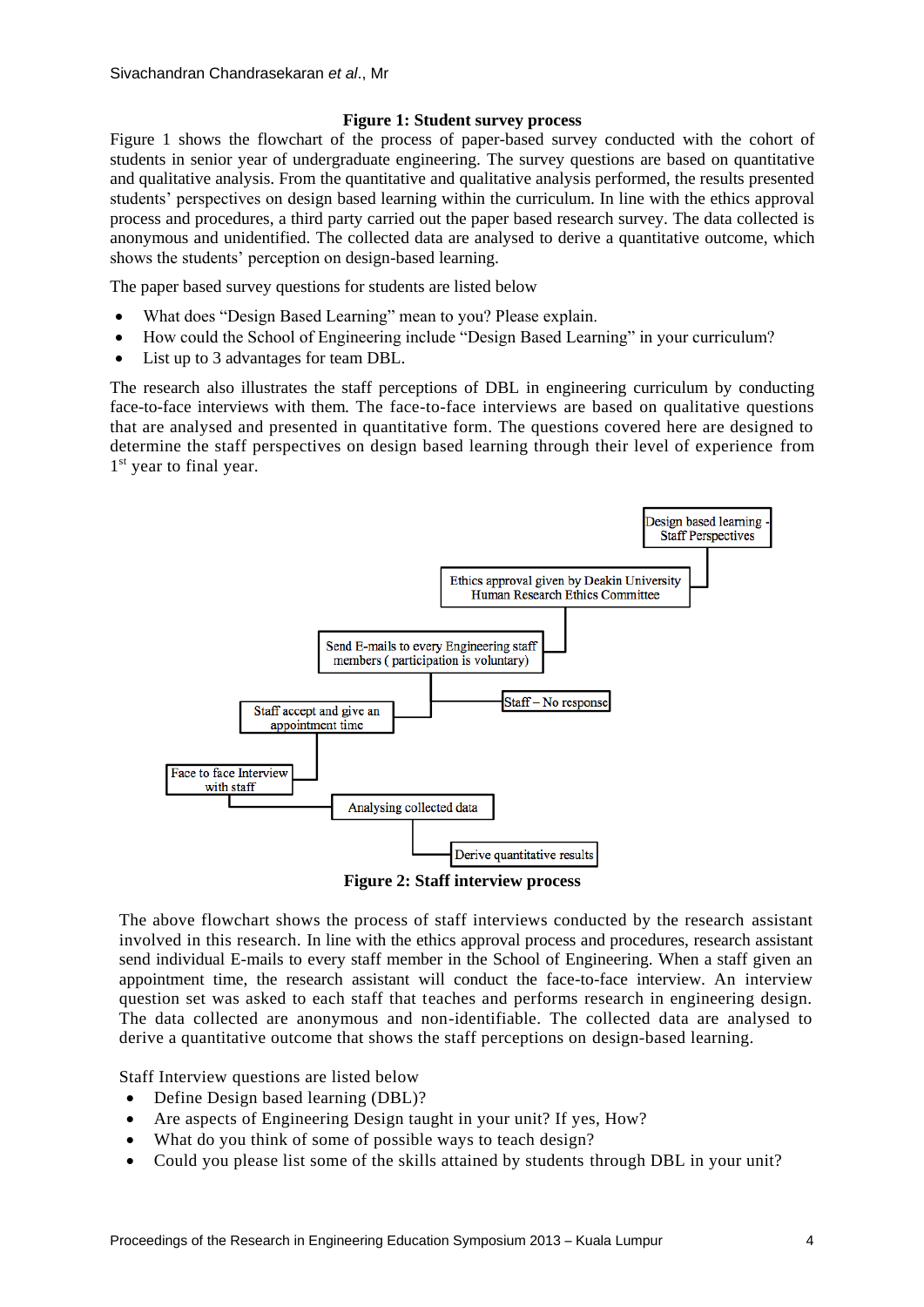**Figure 1: Student survey process**

Figure 1 shows the flowchart of the process of paper-based survey conducted with the cohort of students in senior year of undergraduate engineering. The survey questions are based on quantitative and qualitative analysis. From the quantitative and qualitative analysis performed, the results presented students' perspectives on design based learning within the curriculum. In line with the ethics approval process and procedures, a third party carried out the paper based research survey. The data collected is anonymous and unidentified. The collected data are analysed to derive a quantitative outcome, which shows the students' perception on design-based learning.

The paper based survey questions for students are listed below

- What does "Design Based Learning" mean to you? Please explain.
- How could the School of Engineering include "Design Based Learning" in your curriculum?
- List up to 3 advantages for team DBL.

The research also illustrates the staff perceptions of DBL in engineering curriculum by conducting face-to-face interviews with them. The face-to-face interviews are based on qualitative questions that are analysed and presented in quantitative form. The questions covered here are designed to determine the staff perspectives on design based learning through their level of experience from 1st year to final year.

**Figure 2: Staff interview process**

The above flowchart shows the process of staff interviews conducted by the research assistant involved in this research. In line with the ethics approval process and procedures, research assistant send individual E-mails to every staff member in the School of Engineering. When a staff given an appointment time, the research assistant will conduct the face-to-face interview. An interview question set was asked to each staff that teaches and performs research in engineering design. The data collected are anonymous and non-identifiable. The collected data are analysed to derive a quantitative outcome that shows the staff perceptions on design-based learning.

Staff Interview questions are listed below

- Define Design based learning (DBL)?
- Are aspects of Engineering Design taught in your unit? If yes, How?
- What do you think of some of possible ways to teach design?
- Could you please list some of the skills attained by students through DBL in your unit?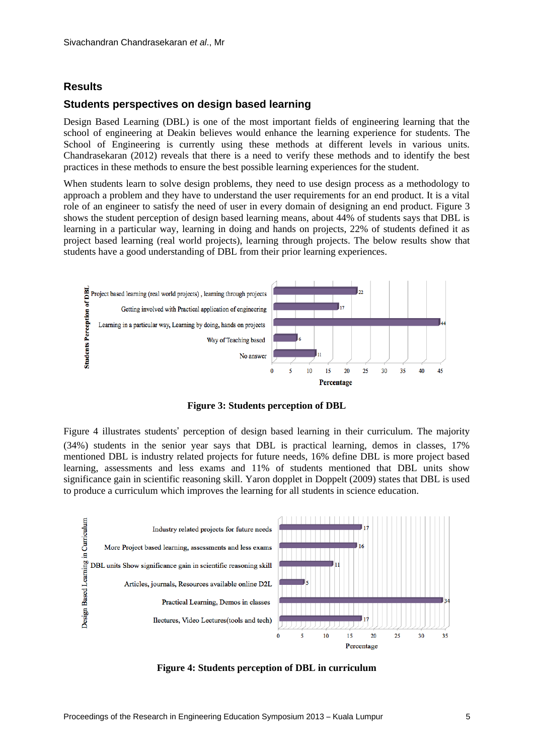## Results

### Students perspectives on design based learning

Design Based Learning (DBL) is one of the most important fields of engineering learning that the school of engineering at Deakin believes would enhance the learning experience for students. The School of Engineering is currently using these methods at different levels in various units. Chandrasekaran (2012) reveals that there is a need to verify these methods and to identify the best practices in these methods to ensure the best possible learning experiences for the student.

When students learn to solve design problems, they need to use design process as a methodology to approach a problem and they have to understand the user requirements for an end product. It is a vital role of an engineer to satisfy the need of user in every domain of designing an end product. Figure 3 shows the student perception of design based learning means, about 44% of students says that DBL is learning in a particular way, learning in doing and hands on projects, 22% of students defined it as project based learning (real world projects), learning through projects. The below results show that students have a good understanding of DBL from their prior learning experiences.

| Students Perception of DBL | Percentage |
|---|---|
| Project based learning (real world projects) , learning through projects | 22 |
| Getting involved with Practical application of engineering | 17 |
| Learning in a particular way, Learning by doing, hands on projects | 44 |
| Way of Teaching based | 6 |
| No answer | 11 |

**Figure 3: Students perception of DBL**

Figure 4 illustrates students' perception of design based learning in their curriculum. The majority (34%) students in the senior year says that DBL is practical learning, demos in classes, 17% mentioned DBL is industry related projects for future needs, 16% define DBL is more project based learning, assessments and less exams and 11% of students mentioned that DBL units show significance gain in scientific reasoning skill. Yaron dopplet in Doppelt (2009) states that DBL is used to produce a curriculum which improves the learning for all students in science education.

| Design Based Learning in Curriculum | Percentage |
|---|---|
| Industry related projects for future needs | 17 |
| More Project based learning, assessments and less exams | 16 |
| DBL units Show significance gain in scientific reasoning skill | 11 |
| Articles, journals, Resources available online D2L | 5 |
| Practical Learning, Demos in classes | 34 |
| Ilectures, Video Lectures(tools and tech) | 17 |

**Figure 4: Students perception of DBL in curriculum**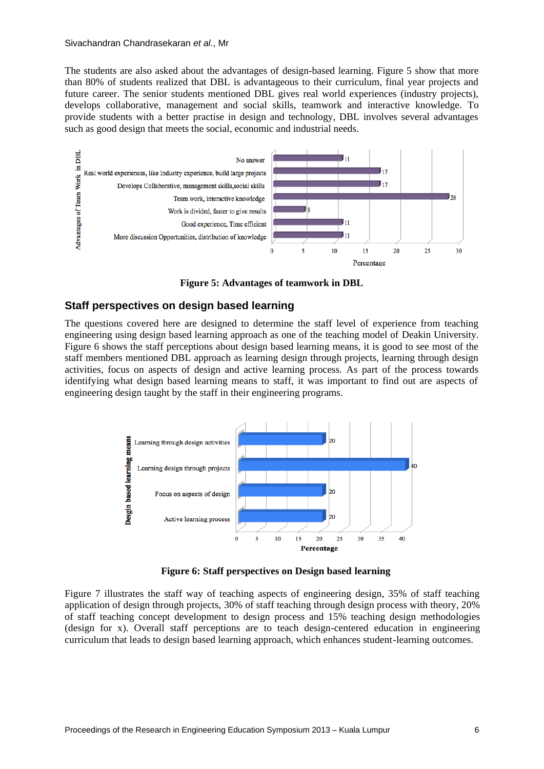The students are also asked about the advantages of design-based learning. Figure 5 show that more than 80% of students realized that DBL is advantageous to their curriculum, final year projects and future career. The senior students mentioned DBL gives real world experiences (industry projects), develops collaborative, management and social skills, teamwork and interactive knowledge. To provide students with a better practise in design and technology, DBL involves several advantages such as good design that meets the social, economic and industrial needs.

| Advantages of Team Work in DBL | Percentage |
|---|---|
| No answer | 11 |
| Real world experiences, like Industry experience, build large projects | 17 |
| Develops Collaborative, management skills,social skills | 17 |
| Team work, interactive knowledge | 28 |
| Work is divided, faster to give results | 5 |
| Good experience, Time efficient | 11 |
| More discussion Opportunities, distribution of knowledge | 11 |

**Figure 5: Advantages of teamwork in DBL**

## Staff perspectives on design based learning

The questions covered here are designed to determine the staff level of experience from teaching engineering using design based learning approach as one of the teaching model of Deakin University. Figure 6 shows the staff perceptions about design based learning means, it is good to see most of the staff members mentioned DBL approach as learning design through projects, learning through design activities, focus on aspects of design and active learning process. As part of the process towards identifying what design based learning means to staff, it was important to find out are aspects of engineering design taught by the staff in their engineering programs.

| Desgin based learning means | Percentage |
|---|---|
| Learning through design activities | 20 |
| Learning design through projects | 40 |
| Focus on aspects of design | 20 |
| Active learning process | 20 |

**Figure 6: Staff perspectives on Design based learning**

Figure 7 illustrates the staff way of teaching aspects of engineering design, 35% of staff teaching application of design through projects, 30% of staff teaching through design process with theory, 20% of staff teaching concept development to design process and 15% teaching design methodologies (design for x). Overall staff perceptions are to teach design-centered education in engineering curriculum that leads to design based learning approach, which enhances student-learning outcomes.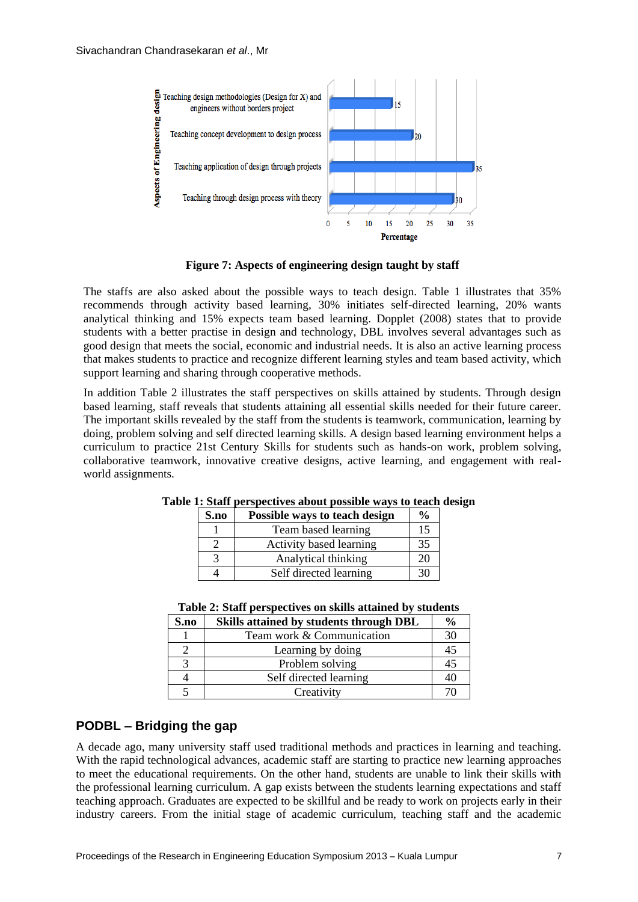Figure 7: Aspects of engineering design taught by staff

The staffs are also asked about the possible ways to teach design. Table 1 illustrates that 35% recommends through activity based learning, 30% initiates self-directed learning, 20% wants analytical thinking and 15% expects team based learning. Dopplet (2008) states that to provide students with a better practise in design and technology, DBL involves several advantages such as good design that meets the social, economic and industrial needs. It is also an active learning process that makes students to practice and recognize different learning styles and team based activity, which support learning and sharing through cooperative methods.

In addition Table 2 illustrates the staff perspectives on skills attained by students. Through design based learning, staff reveals that students attaining all essential skills needed for their future career. The important skills revealed by the staff from the students is teamwork, communication, learning by doing, problem solving and self directed learning skills. A design based learning environment helps a curriculum to practice 21st Century Skills for students such as hands-on work, problem solving, collaborative teamwork, innovative creative designs, active learning, and engagement with real-world assignments.

**Table 1: Staff perspectives about possible ways to teach design**

| S.no | Possible ways to teach design | % |
|---|---|---|
| 1 | Team based learning | 15 |
| 2 | Activity based learning | 35 |
| 3 | Analytical thinking | 20 |
| 4 | Self directed learning | 30 |

**Table 2: Staff perspectives on skills attained by students**

| S.no | Skills attained by students through DBL | % |
|---|---|---|
| 1 | Team work & Communication | 30 |
| 2 | Learning by doing | 45 |
| 3 | Problem solving | 45 |
| 4 | Self directed learning | 40 |
| 5 | Creativity | 70 |

## PODBL – Bridging the gap

A decade ago, many university staff used traditional methods and practices in learning and teaching. With the rapid technological advances, academic staff are starting to practice new learning approaches to meet the educational requirements. On the other hand, students are unable to link their skills with the professional learning curriculum. A gap exists between the students learning expectations and staff teaching approach. Graduates are expected to be skillful and be ready to work on projects early in their industry careers. From the initial stage of academic curriculum, teaching staff and the academic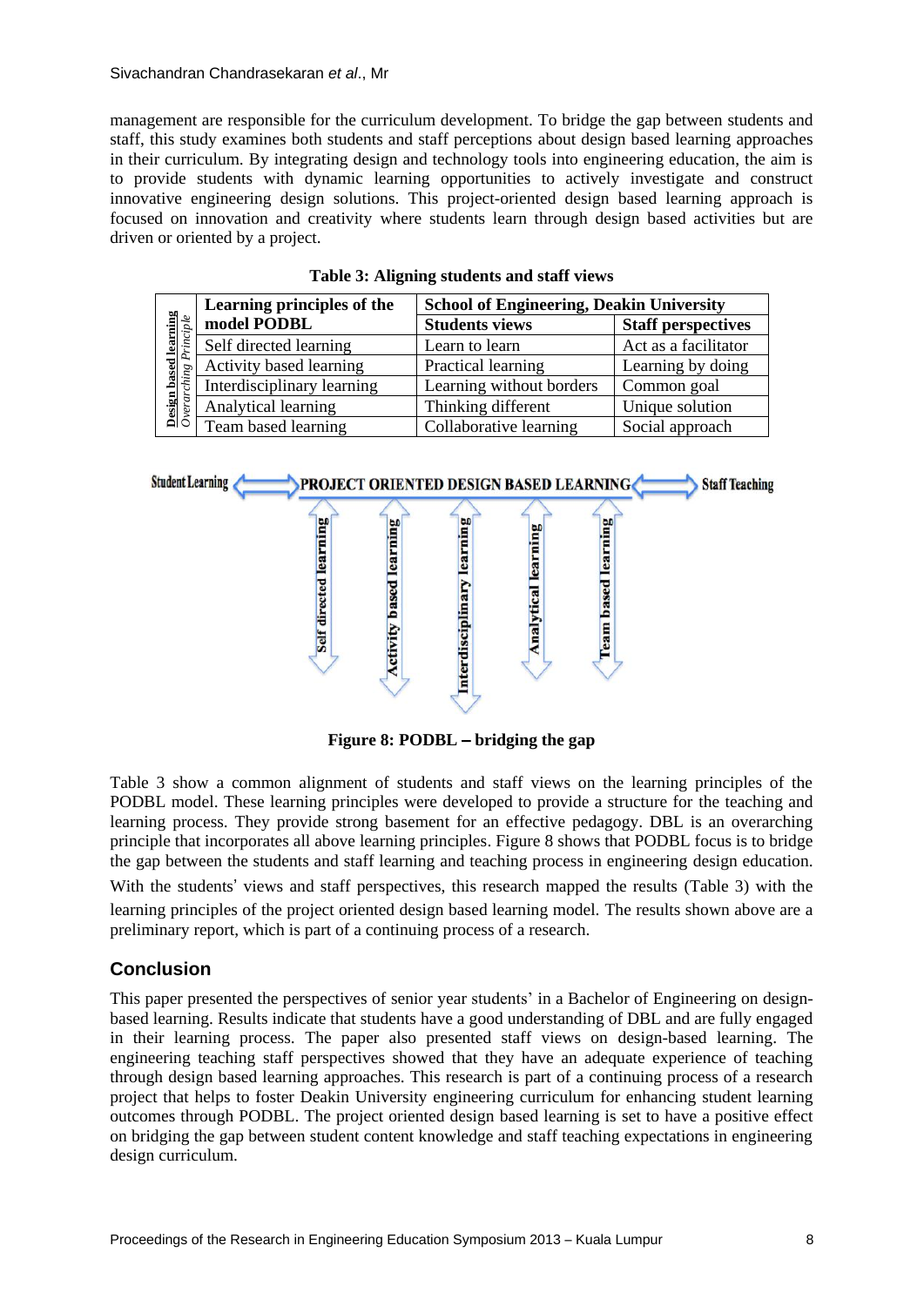management are responsible for the curriculum development. To bridge the gap between students and staff, this study examines both students and staff perceptions about design based learning approaches in their curriculum. By integrating design and technology tools into engineering education, the aim is to provide students with dynamic learning opportunities to actively investigate and construct innovative engineering design solutions. This project-oriented design based learning approach is focused on innovation and creativity where students learn through design based activities but are driven or oriented by a project.

**Table 3: Aligning students and staff views**

| | Learning principles of the model PODBL | School of Engineering, Deakin University | |
|---|---|---|---|
| | | **Students views** | **Staff perspectives** |
| **Design based learning** *Overarching Principle* | Self directed learning | Learn to learn | Act as a facilitator |
| | Activity based learning | Practical learning | Learning by doing |
| | Interdisciplinary learning | Learning without borders | Common goal |
| | Analytical learning | Thinking different | Unique solution |
| | Team based learning | Collaborative learning | Social approach |

Student Learning ⟷ PROJECT ORIENTED DESIGN BASED LEARNING ⟷ Staff Teaching

Self directed learning | Activity based learning | Interdisciplinary learning | Analytical learning | Team based learning

**Figure 8: PODBL – bridging the gap**

Table 3 show a common alignment of students and staff views on the learning principles of the PODBL model. These learning principles were developed to provide a structure for the teaching and learning process. They provide strong basement for an effective pedagogy. DBL is an overarching principle that incorporates all above learning principles. Figure 8 shows that PODBL focus is to bridge the gap between the students and staff learning and teaching process in engineering design education.

With the students' views and staff perspectives, this research mapped the results (Table 3) with the learning principles of the project oriented design based learning model. The results shown above are a preliminary report, which is part of a continuing process of a research.

## Conclusion

This paper presented the perspectives of senior year students' in a Bachelor of Engineering on design-based learning. Results indicate that students have a good understanding of DBL and are fully engaged in their learning process. The paper also presented staff views on design-based learning. The engineering teaching staff perspectives showed that they have an adequate experience of teaching through design based learning approaches. This research is part of a continuing process of a research project that helps to foster Deakin University engineering curriculum for enhancing student learning outcomes through PODBL. The project oriented design based learning is set to have a positive effect on bridging the gap between student content knowledge and staff teaching expectations in engineering design curriculum.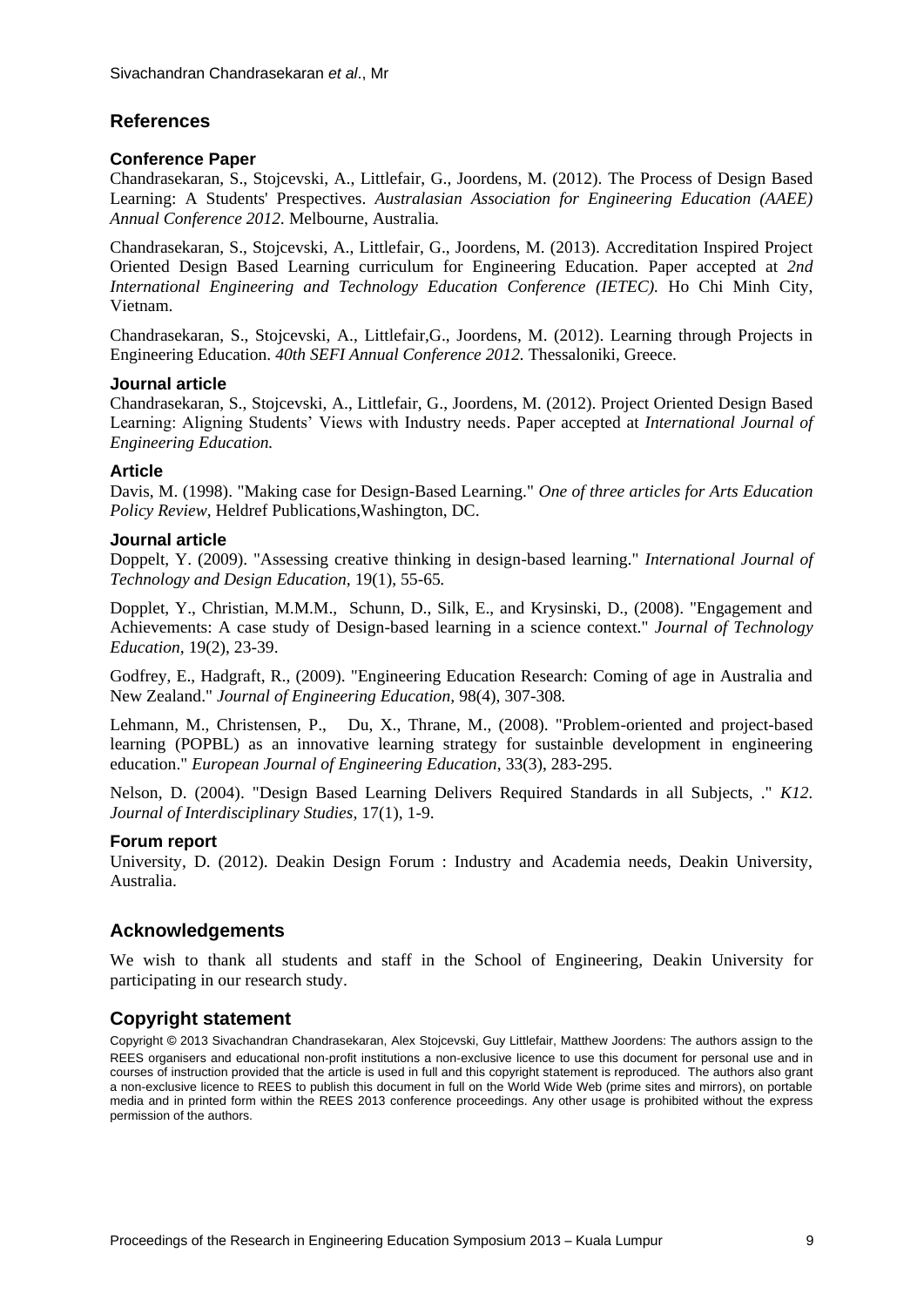## References

### Conference Paper

Chandrasekaran, S., Stojcevski, A., Littlefair, G., Joordens, M. (2012). The Process of Design Based Learning: A Students' Prespectives. *Australasian Association for Engineering Education (AAEE) Annual Conference 2012.* Melbourne, Australia.

Chandrasekaran, S., Stojcevski, A., Littlefair, G., Joordens, M. (2013). Accreditation Inspired Project Oriented Design Based Learning curriculum for Engineering Education. Paper accepted at *2nd International Engineering and Technology Education Conference (IETEC).* Ho Chi Minh City, Vietnam.

Chandrasekaran, S., Stojcevski, A., Littlefair,G., Joordens, M. (2012). Learning through Projects in Engineering Education. *40th SEFI Annual Conference 2012.* Thessaloniki, Greece.

### Journal article

Chandrasekaran, S., Stojcevski, A., Littlefair, G., Joordens, M. (2012). Project Oriented Design Based Learning: Aligning Students' Views with Industry needs. Paper accepted at *International Journal of Engineering Education.*

### Article

Davis, M. (1998). "Making case for Design-Based Learning." *One of three articles for Arts Education Policy Review*, Heldref Publications,Washington, DC.

### Journal article

Doppelt, Y. (2009). "Assessing creative thinking in design-based learning." *International Journal of Technology and Design Education,* 19(1), 55-65.

Dopplet, Y., Christian, M.M.M., Schunn, D., Silk, E., and Krysinski, D., (2008). "Engagement and Achievements: A case study of Design-based learning in a science context." *Journal of Technology Education,* 19(2), 23-39.

Godfrey, E., Hadgraft, R., (2009). "Engineering Education Research: Coming of age in Australia and New Zealand." *Journal of Engineering Education,* 98(4), 307-308.

Lehmann, M., Christensen, P., Du, X., Thrane, M., (2008). "Problem-oriented and project-based learning (POPBL) as an innovative learning strategy for sustainble development in engineering education." *European Journal of Engineering Education*, 33(3), 283-295.

Nelson, D. (2004). "Design Based Learning Delivers Required Standards in all Subjects, ." *K12. Journal of Interdisciplinary Studies,* 17(1), 1-9.

### Forum report

University, D. (2012). Deakin Design Forum : Industry and Academia needs, Deakin University, Australia.

## Acknowledgements

We wish to thank all students and staff in the School of Engineering, Deakin University for participating in our research study.

## Copyright statement

Copyright © 2013 Sivachandran Chandrasekaran, Alex Stojcevski, Guy Littlefair, Matthew Joordens: The authors assign to the REES organisers and educational non-profit institutions a non-exclusive licence to use this document for personal use and in courses of instruction provided that the article is used in full and this copyright statement is reproduced. The authors also grant a non-exclusive licence to REES to publish this document in full on the World Wide Web (prime sites and mirrors), on portable media and in printed form within the REES 2013 conference proceedings. Any other usage is prohibited without the express permission of the authors.